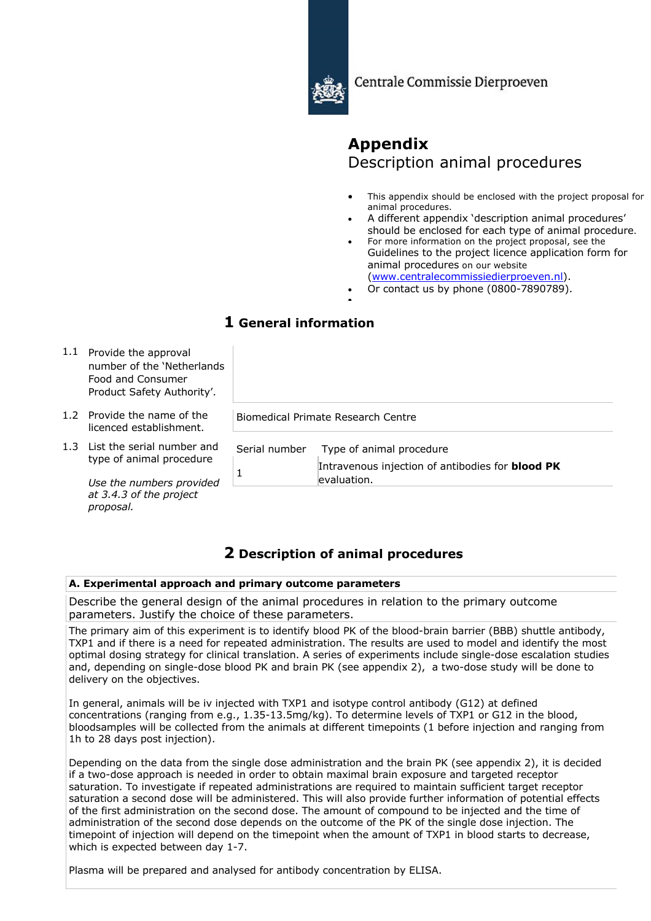Centrale Commissie Dierproeven

# Appendix

## Description animal procedures

- This appendix should be enclosed with the project proposal for animal procedures.
- A different appendix 'description animal procedures' should be enclosed for each type of animal procedure.
- For more information on the project proposal, see the Guidelines to the project licence application form for animal procedures on our website (www.centralecommissiedierproeven.nl).
- Or contact us by phone (0800-7890789).

## 1 General information

1.1 Provide the approval number of the 'Netherlands Food and Consumer Product Safety Authority'.

1.2 Provide the name of the licenced establishment.

Biomedical Primate Research Centre

1.3 List the serial number and type of animal procedure

*Use the numbers provided at 3.4.3 of the project proposal.*

| Serial number | Type of animal procedure |
|---|---|
| 1 | Intravenous injection of antibodies for **blood PK** evaluation. |

## 2 Description of animal procedures

### A. Experimental approach and primary outcome parameters

Describe the general design of the animal procedures in relation to the primary outcome parameters. Justify the choice of these parameters.

The primary aim of this experiment is to identify blood PK of the blood-brain barrier (BBB) shuttle antibody, TXP1 and if there is a need for repeated administration. The results are used to model and identify the most optimal dosing strategy for clinical translation. A series of experiments include single-dose escalation studies and, depending on single-dose blood PK and brain PK (see appendix 2), a two-dose study will be done to delivery on the objectives.

In general, animals will be iv injected with TXP1 and isotype control antibody (G12) at defined concentrations (ranging from e.g., 1.35-13.5mg/kg). To determine levels of TXP1 or G12 in the blood, bloodsamples will be collected from the animals at different timepoints (1 before injection and ranging from 1h to 28 days post injection).

Depending on the data from the single dose administration and the brain PK (see appendix 2), it is decided if a two-dose approach is needed in order to obtain maximal brain exposure and targeted receptor saturation. To investigate if repeated administrations are required to maintain sufficient target receptor saturation a second dose will be administered. This will also provide further information of potential effects of the first administration on the second dose. The amount of compound to be injected and the time of administration of the second dose depends on the outcome of the PK of the single dose injection. The timepoint of injection will depend on the timepoint when the amount of TXP1 in blood starts to decrease, which is expected between day 1-7.

Plasma will be prepared and analysed for antibody concentration by ELISA.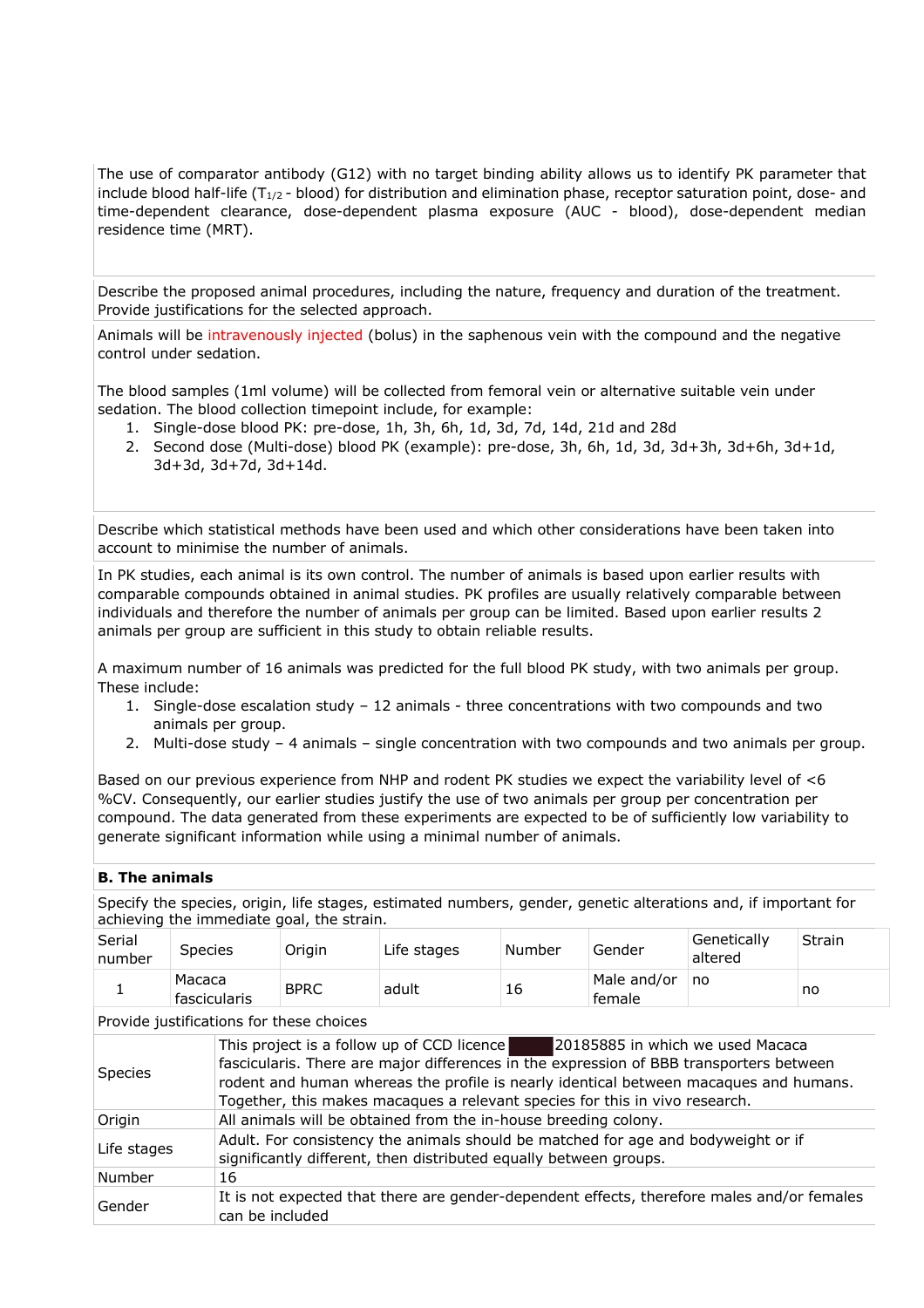The use of comparator antibody (G12) with no target binding ability allows us to identify PK parameter that include blood half-life ($T_{1/2}$ - blood) for distribution and elimination phase, receptor saturation point, dose- and time-dependent clearance, dose-dependent plasma exposure (AUC - blood), dose-dependent median residence time (MRT).

Describe the proposed animal procedures, including the nature, frequency and duration of the treatment. Provide justifications for the selected approach.

Animals will be intravenously injected (bolus) in the saphenous vein with the compound and the negative control under sedation.

The blood samples (1ml volume) will be collected from femoral vein or alternative suitable vein under sedation. The blood collection timepoint include, for example:

1. Single-dose blood PK: pre-dose, 1h, 3h, 6h, 1d, 3d, 7d, 14d, 21d and 28d
2. Second dose (Multi-dose) blood PK (example): pre-dose, 3h, 6h, 1d, 3d, 3d+3h, 3d+6h, 3d+1d, 3d+3d, 3d+7d, 3d+14d.

Describe which statistical methods have been used and which other considerations have been taken into account to minimise the number of animals.

In PK studies, each animal is its own control. The number of animals is based upon earlier results with comparable compounds obtained in animal studies. PK profiles are usually relatively comparable between individuals and therefore the number of animals per group can be limited. Based upon earlier results 2 animals per group are sufficient in this study to obtain reliable results.

A maximum number of 16 animals was predicted for the full blood PK study, with two animals per group. These include:

1. Single-dose escalation study – 12 animals - three concentrations with two compounds and two animals per group.
2. Multi-dose study – 4 animals – single concentration with two compounds and two animals per group.

Based on our previous experience from NHP and rodent PK studies we expect the variability level of <6 %CV. Consequently, our earlier studies justify the use of two animals per group per concentration per compound. The data generated from these experiments are expected to be of sufficiently low variability to generate significant information while using a minimal number of animals.

### B. The animals

Specify the species, origin, life stages, estimated numbers, gender, genetic alterations and, if important for achieving the immediate goal, the strain.

| Serial number | Species | Origin | Life stages | Number | Gender | Genetically altered | Strain |
|---|---|---|---|---|---|---|---|
| 1 | Macaca fascicularis | BPRC | adult | 16 | Male and/or female | no | no |

Provide justifications for these choices

| | |
|---|---|
| Species | This project is a follow up of CCD licence ████ 20185885 in which we used Macaca fascicularis. There are major differences in the expression of BBB transporters between rodent and human whereas the profile is nearly identical between macaques and humans. Together, this makes macaques a relevant species for this in vivo research. |
| Origin | All animals will be obtained from the in-house breeding colony. |
| Life stages | Adult. For consistency the animals should be matched for age and bodyweight or if significantly different, then distributed equally between groups. |
| Number | 16 |
| Gender | It is not expected that there are gender-dependent effects, therefore males and/or females can be included |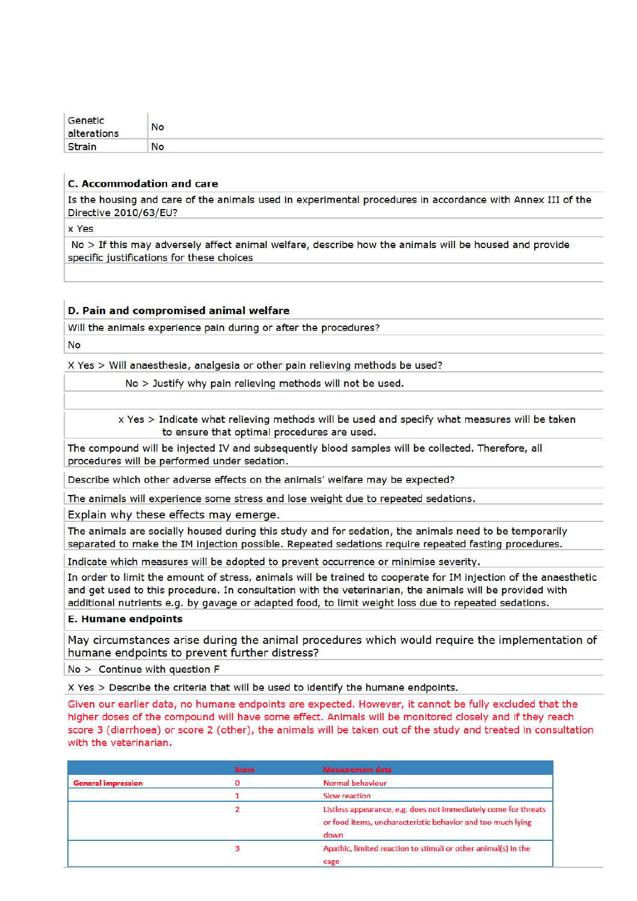| | |
|---|---|
| Genetic alterations | No |
| Strain | No |

**C. Accommodation and care**

Is the housing and care of the animals used in experimental procedures in accordance with Annex III of the Directive 2010/63/EU?

x Yes

No > If this may adversely affect animal welfare, describe how the animals will be housed and provide specific justifications for these choices

**D. Pain and compromised animal welfare**

Will the animals experience pain during or after the procedures?

No

X Yes > Will anaesthesia, analgesia or other pain relieving methods be used?

No > Justify why pain relieving methods will not be used.

x Yes > Indicate what relieving methods will be used and specify what measures will be taken to ensure that optimal procedures are used.

The compound will be injected IV and subsequently blood samples will be collected. Therefore, all procedures will be performed under sedation.

Describe which other adverse effects on the animals' welfare may be expected?

The animals will experience some stress and lose weight due to repeated sedations.

Explain why these effects may emerge.

The animals are socially housed during this study and for sedation, the animals need to be temporarily separated to make the IM injection possible. Repeated sedations require repeated fasting procedures.

Indicate which measures will be adopted to prevent occurrence or minimise severity.

In order to limit the amount of stress, animals will be trained to cooperate for IM injection of the anaesthetic and get used to this procedure. In consultation with the veterinarian, the animals will be provided with additional nutrients e.g. by gavage or adapted food, to limit weight loss due to repeated sedations.

**E. Humane endpoints**

May circumstances arise during the animal procedures which would require the implementation of humane endpoints to prevent further distress?

No > Continue with question F

X Yes > Describe the criteria that will be used to identify the humane endpoints.

Given our earlier data, no humane endpoints are expected. However, it cannot be fully excluded that the higher doses of the compound will have some effect. Animals will be monitored closely and if they reach score 3 (diarrhoea) or score 2 (other), the animals will be taken out of the study and treated in consultation with the veterinarian.

| | Score | Measurement data |
|---|---|---|
| **General impression** | 0 | Normal behaviour |
| | 1 | Slow reaction |
| | 2 | Listless appearance, e.g. does not immediately come for threats or food items, uncharacteristic behavior and too much lying down |
| | 3 | Apathic, limited reaction to stimuli or other animal(s) in the cage |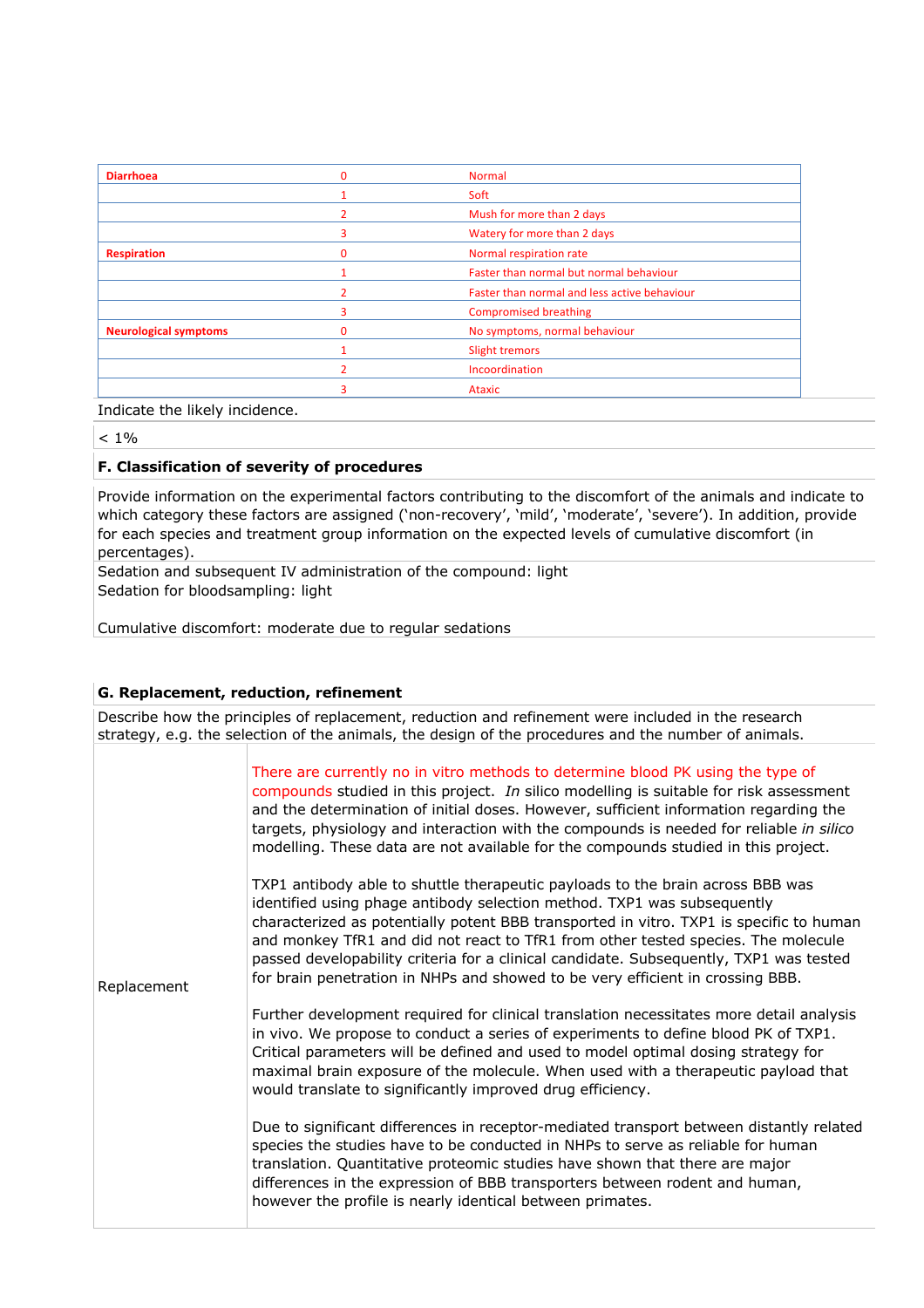| | | |
|---|---|---|
| **Diarrhoea** | 0 | Normal |
| | 1 | Soft |
| | 2 | Mush for more than 2 days |
| | 3 | Watery for more than 2 days |
| **Respiration** | 0 | Normal respiration rate |
| | 1 | Faster than normal but normal behaviour |
| | 2 | Faster than normal and less active behaviour |
| | 3 | Compromised breathing |
| **Neurological symptoms** | 0 | No symptoms, normal behaviour |
| | 1 | Slight tremors |
| | 2 | Incoordination |
| | 3 | Ataxic |

Indicate the likely incidence.

< 1%

**F. Classification of severity of procedures**

Provide information on the experimental factors contributing to the discomfort of the animals and indicate to which category these factors are assigned ('non-recovery', 'mild', 'moderate', 'severe'). In addition, provide for each species and treatment group information on the expected levels of cumulative discomfort (in percentages).

Sedation and subsequent IV administration of the compound: light
Sedation for bloodsampling: light

Cumulative discomfort: moderate due to regular sedations

**G. Replacement, reduction, refinement**

Describe how the principles of replacement, reduction and refinement were included in the research strategy, e.g. the selection of the animals, the design of the procedures and the number of animals.

| | |
|---|---|
| Replacement | There are currently no in vitro methods to determine blood PK using the type of compounds studied in this project. *In* silico modelling is suitable for risk assessment and the determination of initial doses. However, sufficient information regarding the targets, physiology and interaction with the compounds is needed for reliable *in silico* modelling. These data are not available for the compounds studied in this project.<br><br>TXP1 antibody able to shuttle therapeutic payloads to the brain across BBB was identified using phage antibody selection method. TXP1 was subsequently characterized as potentially potent BBB transported in vitro. TXP1 is specific to human and monkey TfR1 and did not react to TfR1 from other tested species. The molecule passed developability criteria for a clinical candidate. Subsequently, TXP1 was tested for brain penetration in NHPs and showed to be very efficient in crossing BBB.<br><br>Further development required for clinical translation necessitates more detail analysis in vivo. We propose to conduct a series of experiments to define blood PK of TXP1. Critical parameters will be defined and used to model optimal dosing strategy for maximal brain exposure of the molecule. When used with a therapeutic payload that would translate to significantly improved drug efficiency.<br><br>Due to significant differences in receptor-mediated transport between distantly related species the studies have to be conducted in NHPs to serve as reliable for human translation. Quantitative proteomic studies have shown that there are major differences in the expression of BBB transporters between rodent and human, however the profile is nearly identical between primates. |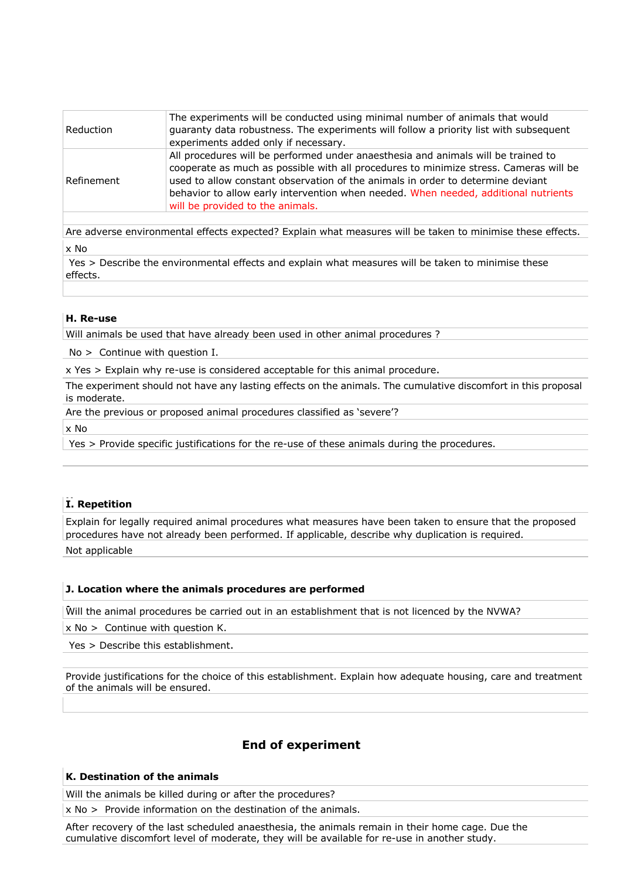| | |
|---|---|
| Reduction | The experiments will be conducted using minimal number of animals that would guaranty data robustness. The experiments will follow a priority list with subsequent experiments added only if necessary. |
| Refinement | All procedures will be performed under anaesthesia and animals will be trained to cooperate as much as possible with all procedures to minimize stress. Cameras will be used to allow constant observation of the animals in order to determine deviant behavior to allow early intervention when needed. When needed, additional nutrients will be provided to the animals. |

Are adverse environmental effects expected? Explain what measures will be taken to minimise these effects.

x No

Yes > Describe the environmental effects and explain what measures will be taken to minimise these effects.

**H. Re-use**

Will animals be used that have already been used in other animal procedures ?

No > Continue with question I.

x Yes > Explain why re-use is considered acceptable for this animal procedure.

The experiment should not have any lasting effects on the animals. The cumulative discomfort in this proposal is moderate.

Are the previous or proposed animal procedures classified as 'severe'?

x No

Yes > Provide specific justifications for the re-use of these animals during the procedures.

**I. Repetition**

Explain for legally required animal procedures what measures have been taken to ensure that the proposed procedures have not already been performed. If applicable, describe why duplication is required.

Not applicable

**J. Location where the animals procedures are performed**

Will the animal procedures be carried out in an establishment that is not licenced by the NVWA?

x No > Continue with question K.

Yes > Describe this establishment.

Provide justifications for the choice of this establishment. Explain how adequate housing, care and treatment of the animals will be ensured.

## End of experiment

**K. Destination of the animals**

Will the animals be killed during or after the procedures?

x No > Provide information on the destination of the animals.

After recovery of the last scheduled anaesthesia, the animals remain in their home cage. Due the cumulative discomfort level of moderate, they will be available for re-use in another study.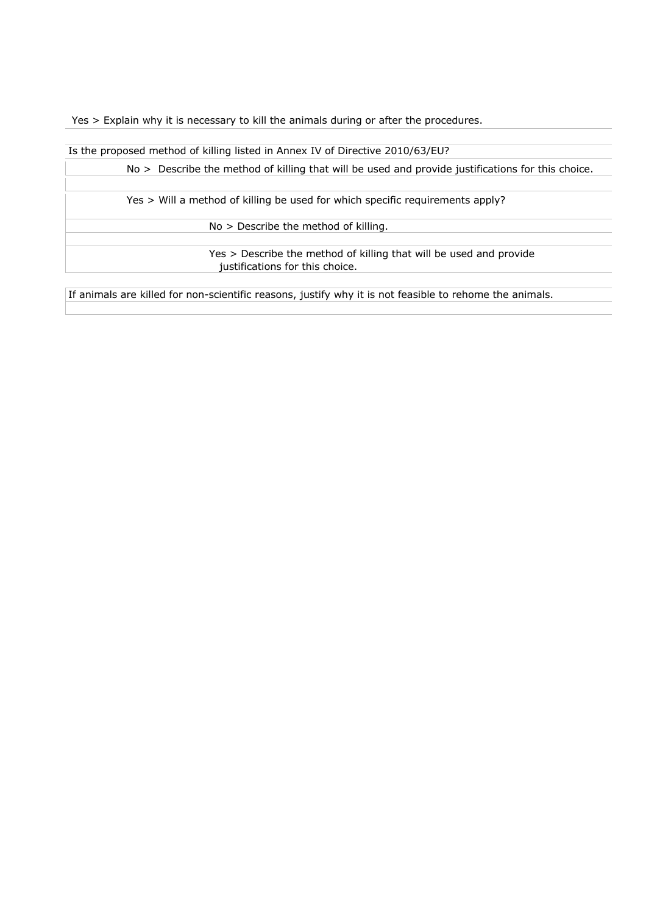Yes > Explain why it is necessary to kill the animals during or after the procedures.

Is the proposed method of killing listed in Annex IV of Directive 2010/63/EU?

No > Describe the method of killing that will be used and provide justifications for this choice.

Yes > Will a method of killing be used for which specific requirements apply?

No > Describe the method of killing.

Yes > Describe the method of killing that will be used and provide justifications for this choice.

If animals are killed for non-scientific reasons, justify why it is not feasible to rehome the animals.